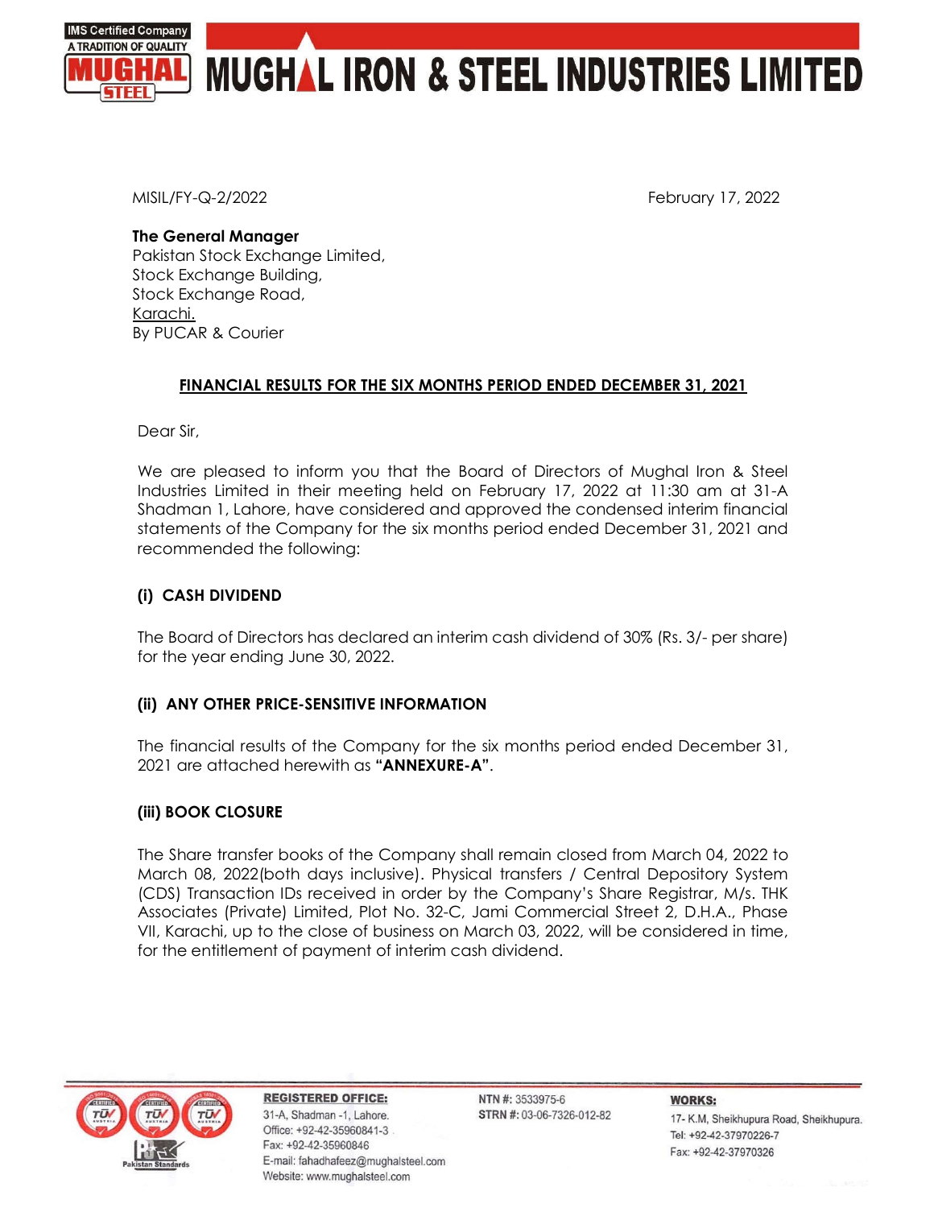# MUGHAL IRON & STEEL INDUSTRIES LIMITED

MISIL/FY-Q-2/2022 February 17, 2022

**The General Manager**
Pakistan Stock Exchange Limited,
Stock Exchange Building,
Stock Exchange Road,
Karachi.
By PUCAR & Courier

**FINANCIAL RESULTS FOR THE SIX MONTHS PERIOD ENDED DECEMBER 31, 2021**

Dear Sir,

We are pleased to inform you that the Board of Directors of Mughal Iron & Steel Industries Limited in their meeting held on February 17, 2022 at 11:30 am at 31-A Shadman 1, Lahore, have considered and approved the condensed interim financial statements of the Company for the six months period ended December 31, 2021 and recommended the following:

**(i) CASH DIVIDEND**

The Board of Directors has declared an interim cash dividend of 30% (Rs. 3/- per share) for the year ending June 30, 2022.

**(ii) ANY OTHER PRICE-SENSITIVE INFORMATION**

The financial results of the Company for the six months period ended December 31, 2021 are attached herewith as **"ANNEXURE-A"**.

**(iii) BOOK CLOSURE**

The Share transfer books of the Company shall remain closed from March 04, 2022 to March 08, 2022(both days inclusive). Physical transfers / Central Depository System (CDS) Transaction IDs received in order by the Company's Share Registrar, M/s. THK Associates (Private) Limited, Plot No. 32-C, Jami Commercial Street 2, D.H.A., Phase VII, Karachi, up to the close of business on March 03, 2022, will be considered in time, for the entitlement of payment of interim cash dividend.

**REGISTERED OFFICE:**
31-A, Shadman -1, Lahore.
Office: +92-42-35960841-3
Fax: +92-42-35960846
E-mail: fahadhafeez@mughalsteel.com
Website: www.mughalsteel.com

NTN #: 3533975-6
STRN #: 03-06-7326-012-82

**WORKS:**
17- K.M, Sheikhupura Road, Sheikhupura.
Tel: +92-42-37970226-7
Fax: +92-42-37970326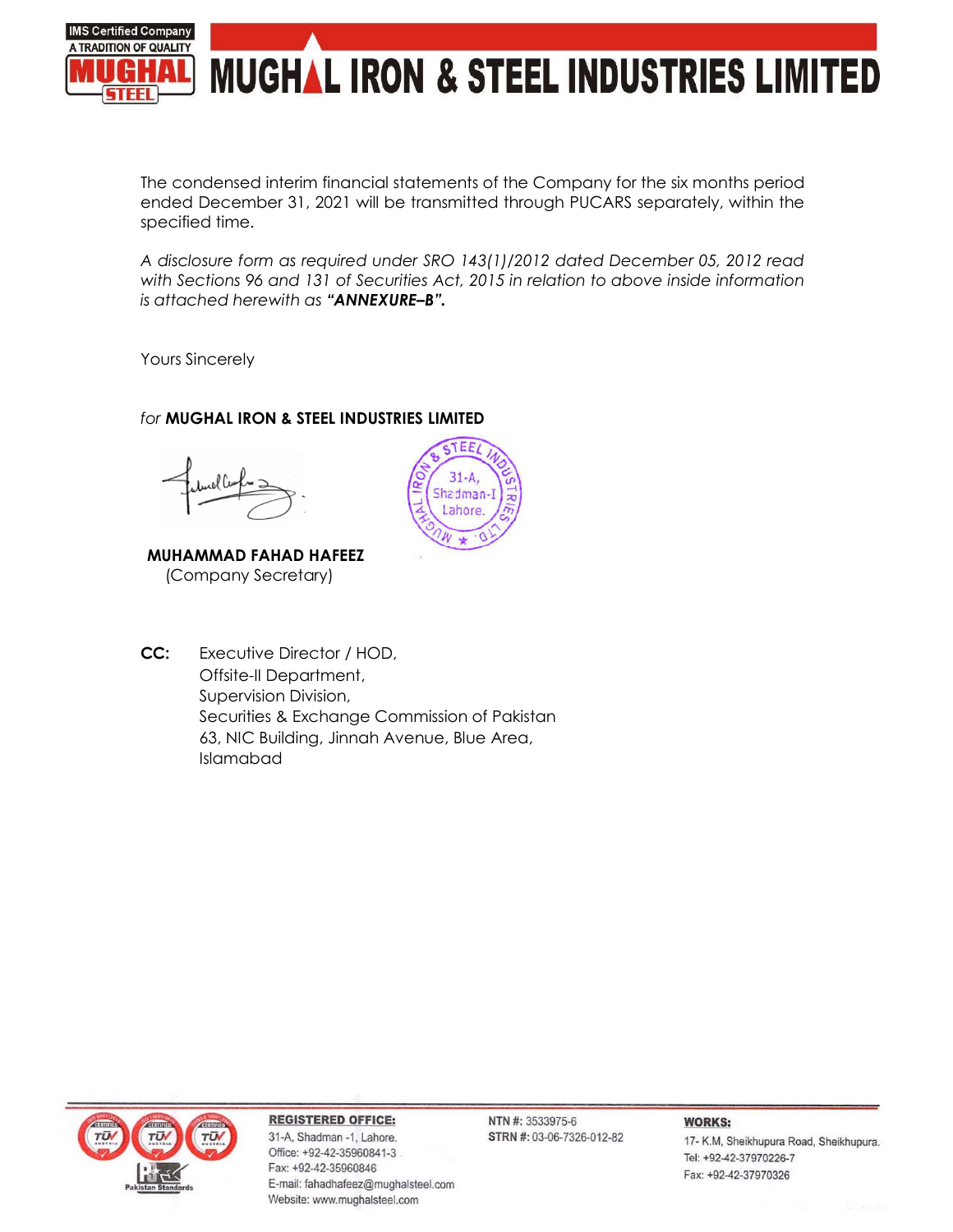# MUGHAL IRON & STEEL INDUSTRIES LIMITED

The condensed interim financial statements of the Company for the six months period ended December 31, 2021 will be transmitted through PUCARS separately, within the specified time.

*A disclosure form as required under SRO 143(1)/2012 dated December 05, 2012 read with Sections 96 and 131 of Securities Act, 2015 in relation to above inside information is attached herewith as* ***"ANNEXURE–B".***

Yours Sincerely

*for* **MUGHAL IRON & STEEL INDUSTRIES LIMITED**

**MUHAMMAD FAHAD HAFEEZ**
(Company Secretary)

**CC:** Executive Director / HOD,
Offsite-II Department,
Supervision Division,
Securities & Exchange Commission of Pakistan
63, NIC Building, Jinnah Avenue, Blue Area,
Islamabad

**REGISTERED OFFICE:**
31-A, Shadman -1, Lahore.
Office: +92-42-35960841-3
Fax: +92-42-35960846
E-mail: fahadhafeez@mughalsteel.com
Website: www.mughalsteel.com

**NTN #:** 3533975-6
**STRN #:** 03-06-7326-012-82

**WORKS:**
17- K.M, Sheikhupura Road, Sheikhupura.
Tel: +92-42-37970226-7
Fax: +92-42-37970326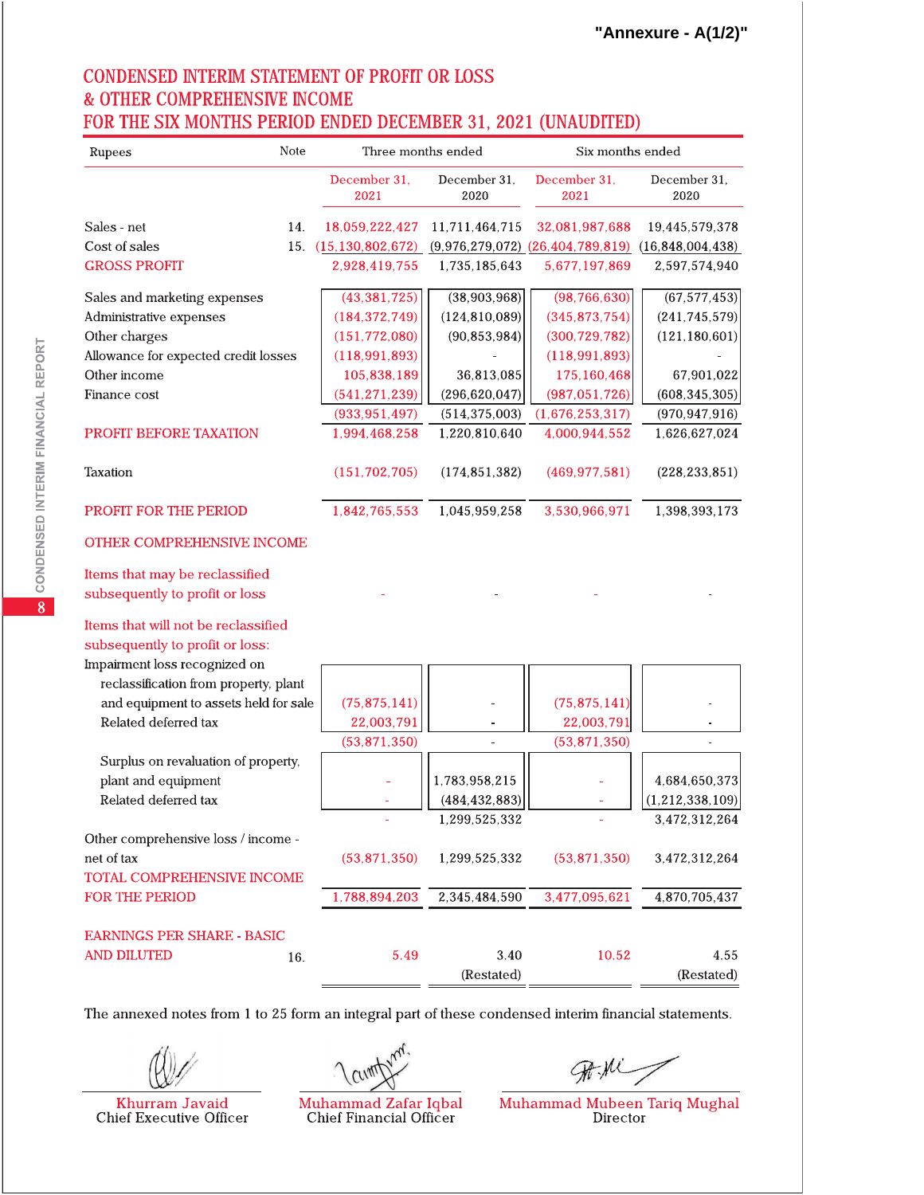"Annexure - A(1/2)"

# CONDENSED INTERIM STATEMENT OF PROFIT OR LOSS & OTHER COMPREHENSIVE INCOME FOR THE SIX MONTHS PERIOD ENDED DECEMBER 31, 2021 (UNAUDITED)

| Rupees | Note | Three months ended | | Six months ended | |
|---|---|---|---|---|---|
| | | December 31, 2021 | December 31, 2020 | December 31, 2021 | December 31, 2020 |
| Sales - net | 14. | 18,059,222,427 | 11,711,464,715 | 32,081,987,688 | 19,445,579,378 |
| Cost of sales | 15. | (15,130,802,672) | (9,976,279,072) | (26,404,789,819) | (16,848,004,438) |
| GROSS PROFIT | | 2,928,419,755 | 1,735,185,643 | 5,677,197,869 | 2,597,574,940 |
| Sales and marketing expenses | | (43,381,725) | (38,903,968) | (98,766,630) | (67,577,453) |
| Administrative expenses | | (184,372,749) | (124,810,089) | (345,873,754) | (241,745,579) |
| Other charges | | (151,772,080) | (90,853,984) | (300,729,782) | (121,180,601) |
| Allowance for expected credit losses | | (118,991,893) | - | (118,991,893) | - |
| Other income | | 105,838,189 | 36,813,085 | 175,160,468 | 67,901,022 |
| Finance cost | | (541,271,239) | (296,620,047) | (987,051,726) | (608,345,305) |
| | | (933,951,497) | (514,375,003) | (1,676,253,317) | (970,947,916) |
| PROFIT BEFORE TAXATION | | 1,994,468,258 | 1,220,810,640 | 4,000,944,552 | 1,626,627,024 |
| Taxation | | (151,702,705) | (174,851,382) | (469,977,581) | (228,233,851) |
| PROFIT FOR THE PERIOD | | 1,842,765,553 | 1,045,959,258 | 3,530,966,971 | 1,398,393,173 |
| OTHER COMPREHENSIVE INCOME | | | | | |
| Items that may be reclassified subsequently to profit or loss | | - | - | - | - |
| Items that will not be reclassified subsequently to profit or loss: | | | | | |
| Impairment loss recognized on reclassification from property, plant and equipment to assets held for sale | | (75,875,141) | - | (75,875,141) | - |
| Related deferred tax | | 22,003,791 | - | 22,003,791 | - |
| | | (53,871,350) | - | (53,871,350) | - |
| Surplus on revaluation of property, plant and equipment | | - | 1,783,958,215 | - | 4,684,650,373 |
| Related deferred tax | | - | (484,432,883) | - | (1,212,338,109) |
| | | - | 1,299,525,332 | - | 3,472,312,264 |
| Other comprehensive loss / income - net of tax | | (53,871,350) | 1,299,525,332 | (53,871,350) | 3,472,312,264 |
| TOTAL COMPREHENSIVE INCOME FOR THE PERIOD | | 1,788,894,203 | 2,345,484,590 | 3,477,095,621 | 4,870,705,437 |
| EARNINGS PER SHARE - BASIC AND DILUTED | 16. | 5.49 | 3.40 (Restated) | 10.52 | 4.55 (Restated) |

The annexed notes from 1 to 25 form an integral part of these condensed interim financial statements.

| Khurram Javaid | Muhammad Zafar Iqbal | Muhammad Mubeen Tariq Mughal |
|---|---|---|
| Chief Executive Officer | Chief Financial Officer | Director |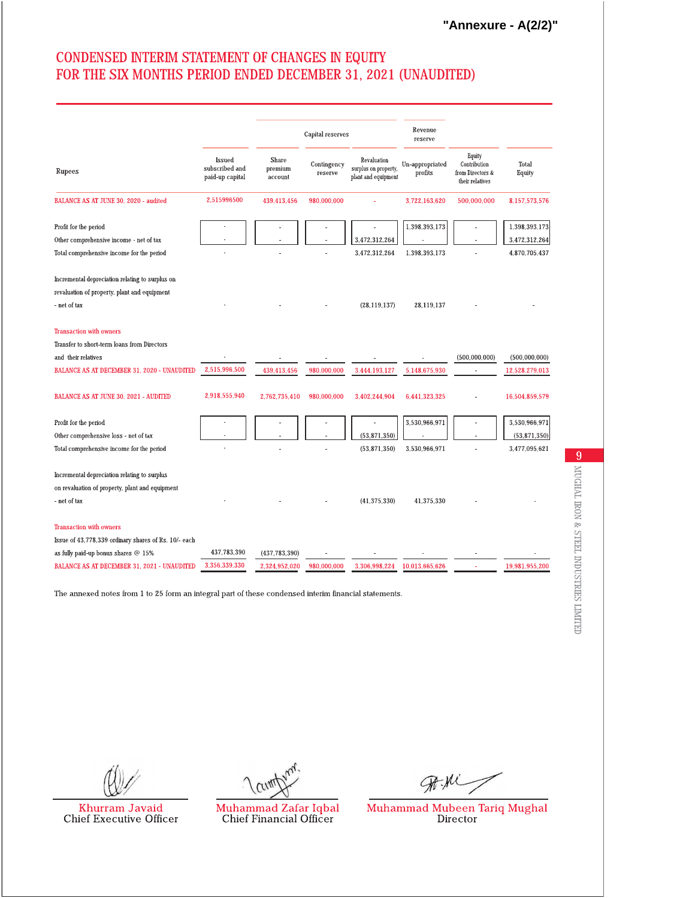"Annexure - A(2/2)"

# CONDENSED INTERIM STATEMENT OF CHANGES IN EQUITY
# FOR THE SIX MONTHS PERIOD ENDED DECEMBER 31, 2021 (UNAUDITED)

| Rupees | Issued subscribed and paid-up capital | Capital reserves | | | Revenue reserve | Equity Contribution from Directors & their relatives | Total Equity |
|---|---|---|---|---|---|---|---|
| | | Share premium account | Contingency reserve | Revaluation surplus on property, plant and equipment | Un-appropriated profits | | |
| BALANCE AS AT JUNE 30, 2020 - audited | 2,515996500 | 439,413,456 | 980,000,000 | - | 3,722,163,620 | 500,000,000 | 8,157,573,576 |
| Profit for the period | - | - | - | - | 1,398,393,173 | - | 1,398,393,173 |
| Other comprehensive income - net of tax | - | - | - | 3,472,312,264 | - | - | 3,472,312,264 |
| Total comprehensive income for the period | - | - | - | 3,472,312,264 | 1,398,393,173 | - | 4,870,705,437 |
| Incremental depreciation relating to surplus on revaluation of property, plant and equipment - net of tax | - | - | - | (28,119,137) | 28,119,137 | - | - |
| Transaction with owners | | | | | | | |
| Transfer to short-term loans from Directors and their relatives | - | - | - | - | - | (500,000,000) | (500,000,000) |
| BALANCE AS AT DECEMBER 31, 2020 - UNAUDITED | 2,515,996,500 | 439,413,456 | 980,000,000 | 3,444,193,127 | 5,148,675,930 | - | 12,528,279,013 |
| BALANCE AS AT JUNE 30, 2021 - AUDITED | 2,918,555,940 | 2,762,735,410 | 980,000,000 | 3,402,244,904 | 6,441,323,325 | - | 16,504,859,579 |
| Profit for the period | - | - | - | - | 3,530,966,971 | - | 3,530,966,971 |
| Other comprehensive loss - net of tax | - | - | - | (53,871,350) | - | - | (53,871,350) |
| Total comprehensive income for the period | - | - | - | (53,871,350) | 3,530,966,971 | - | 3,477,095,621 |
| Incremental depreciation relating to surplus on revaluation of property, plant and equipment - net of tax | - | - | - | (41,375,330) | 41,375,330 | - | - |
| Transaction with owners | | | | | | | |
| Issue of 43,778,339 ordinary shares of Rs. 10/- each as fully paid-up bonus shares @ 15% | 437,783,390 | (437,783,390) | - | - | - | - | - |
| BALANCE AS AT DECEMBER 31, 2021 - UNAUDITED | 3,356,339,330 | 2,324,952,020 | 980,000,000 | 3,306,998,224 | 10,013,665,626 | - | 19,981,955,200 |

The annexed notes from 1 to 25 form an integral part of these condensed interim financial statements.

| Khurram Javaid | Muhammad Zafar Iqbal | Muhammad Mubeen Tariq Mughal |
|---|---|---|
| Chief Executive Officer | Chief Financial Officer | Director |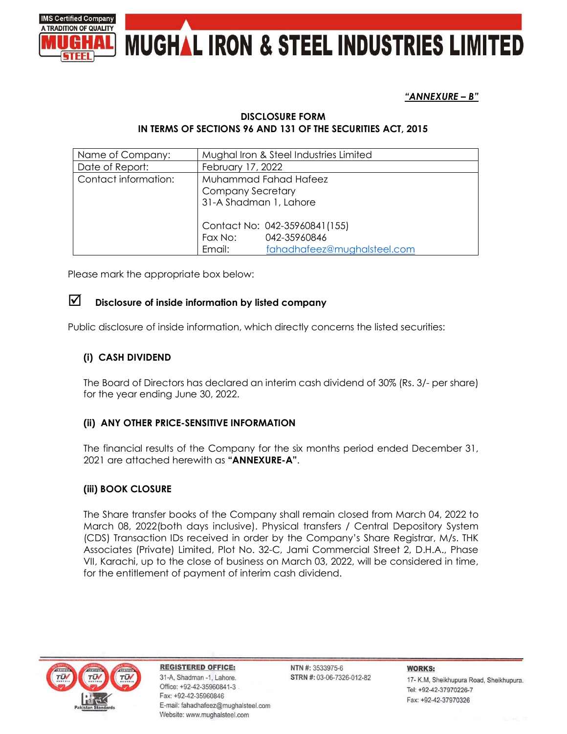**"ANNEXURE – B"**

## DISCLOSURE FORM
## IN TERMS OF SECTIONS 96 AND 131 OF THE SECURITIES ACT, 2015

| Name of Company: | Mughal Iron & Steel Industries Limited |
|---|---|
| Date of Report: | February 17, 2022 |
| Contact information: | Muhammad Fahad Hafeez<br>Company Secretary<br>31-A Shadman 1, Lahore<br><br>Contact No: 042-35960841(155)<br>Fax No: 042-35960846<br>Email: fahadhafeez@mughalsteel.com |

Please mark the appropriate box below:

☑ **Disclosure of inside information by listed company**

Public disclosure of inside information, which directly concerns the listed securities:

### (i) CASH DIVIDEND

The Board of Directors has declared an interim cash dividend of 30% (Rs. 3/- per share) for the year ending June 30, 2022.

### (ii) ANY OTHER PRICE-SENSITIVE INFORMATION

The financial results of the Company for the six months period ended December 31, 2021 are attached herewith as **"ANNEXURE-A"**.

### (iii) BOOK CLOSURE

The Share transfer books of the Company shall remain closed from March 04, 2022 to March 08, 2022(both days inclusive). Physical transfers / Central Depository System (CDS) Transaction IDs received in order by the Company's Share Registrar, M/s. THK Associates (Private) Limited, Plot No. 32-C, Jami Commercial Street 2, D.H.A., Phase VII, Karachi, up to the close of business on March 03, 2022, will be considered in time, for the entitlement of payment of interim cash dividend.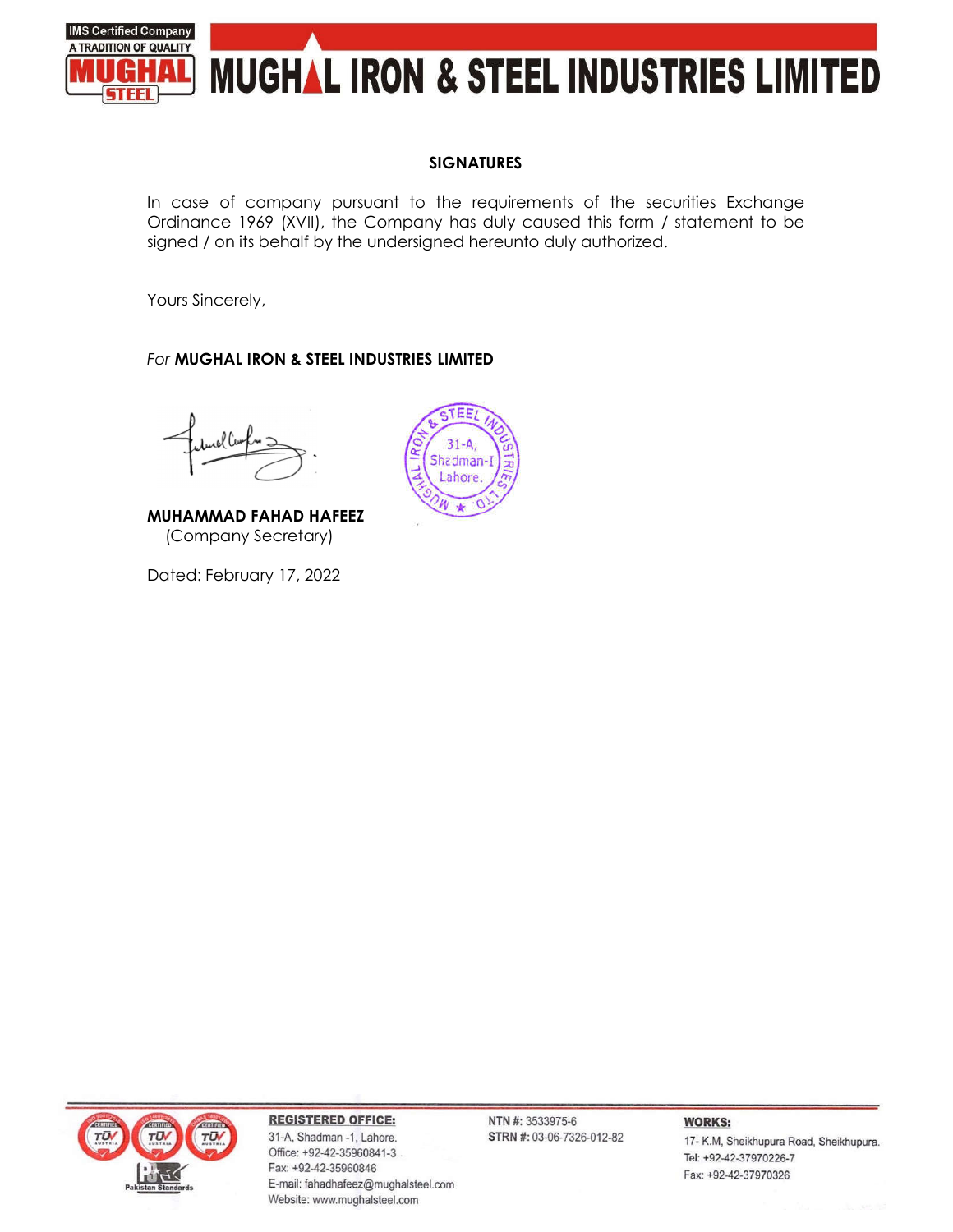## SIGNATURES

In case of company pursuant to the requirements of the securities Exchange Ordinance 1969 (XVII), the Company has duly caused this form / statement to be signed / on its behalf by the undersigned hereunto duly authorized.

Yours Sincerely,

*For* **MUGHAL IRON & STEEL INDUSTRIES LIMITED**

**MUHAMMAD FAHAD HAFEEZ**
(Company Secretary)

Dated: February 17, 2022